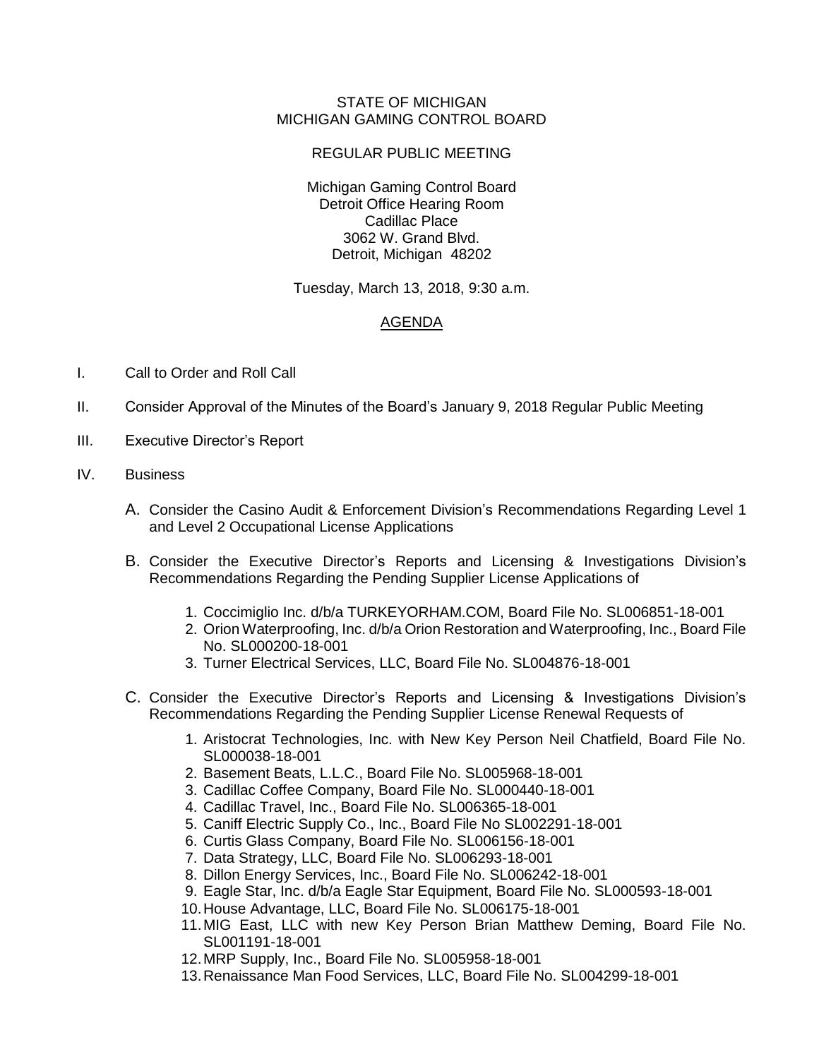STATE OF MICHIGAN
MICHIGAN GAMING CONTROL BOARD

REGULAR PUBLIC MEETING

Michigan Gaming Control Board
Detroit Office Hearing Room
Cadillac Place
3062 W. Grand Blvd.
Detroit, Michigan 48202

Tuesday, March 13, 2018, 9:30 a.m.

## AGENDA

I. Call to Order and Roll Call

II. Consider Approval of the Minutes of the Board's January 9, 2018 Regular Public Meeting

III. Executive Director's Report

IV. Business

A. Consider the Casino Audit & Enforcement Division's Recommendations Regarding Level 1 and Level 2 Occupational License Applications

B. Consider the Executive Director's Reports and Licensing & Investigations Division's Recommendations Regarding the Pending Supplier License Applications of

1. Coccimiglio Inc. d/b/a TURKEYORHAM.COM, Board File No. SL006851-18-001
2. Orion Waterproofing, Inc. d/b/a Orion Restoration and Waterproofing, Inc., Board File No. SL000200-18-001
3. Turner Electrical Services, LLC, Board File No. SL004876-18-001

C. Consider the Executive Director's Reports and Licensing & Investigations Division's Recommendations Regarding the Pending Supplier License Renewal Requests of

1. Aristocrat Technologies, Inc. with New Key Person Neil Chatfield, Board File No. SL000038-18-001
2. Basement Beats, L.L.C., Board File No. SL005968-18-001
3. Cadillac Coffee Company, Board File No. SL000440-18-001
4. Cadillac Travel, Inc., Board File No. SL006365-18-001
5. Caniff Electric Supply Co., Inc., Board File No SL002291-18-001
6. Curtis Glass Company, Board File No. SL006156-18-001
7. Data Strategy, LLC, Board File No. SL006293-18-001
8. Dillon Energy Services, Inc., Board File No. SL006242-18-001
9. Eagle Star, Inc. d/b/a Eagle Star Equipment, Board File No. SL000593-18-001
10. House Advantage, LLC, Board File No. SL006175-18-001
11. MIG East, LLC with new Key Person Brian Matthew Deming, Board File No. SL001191-18-001
12. MRP Supply, Inc., Board File No. SL005958-18-001
13. Renaissance Man Food Services, LLC, Board File No. SL004299-18-001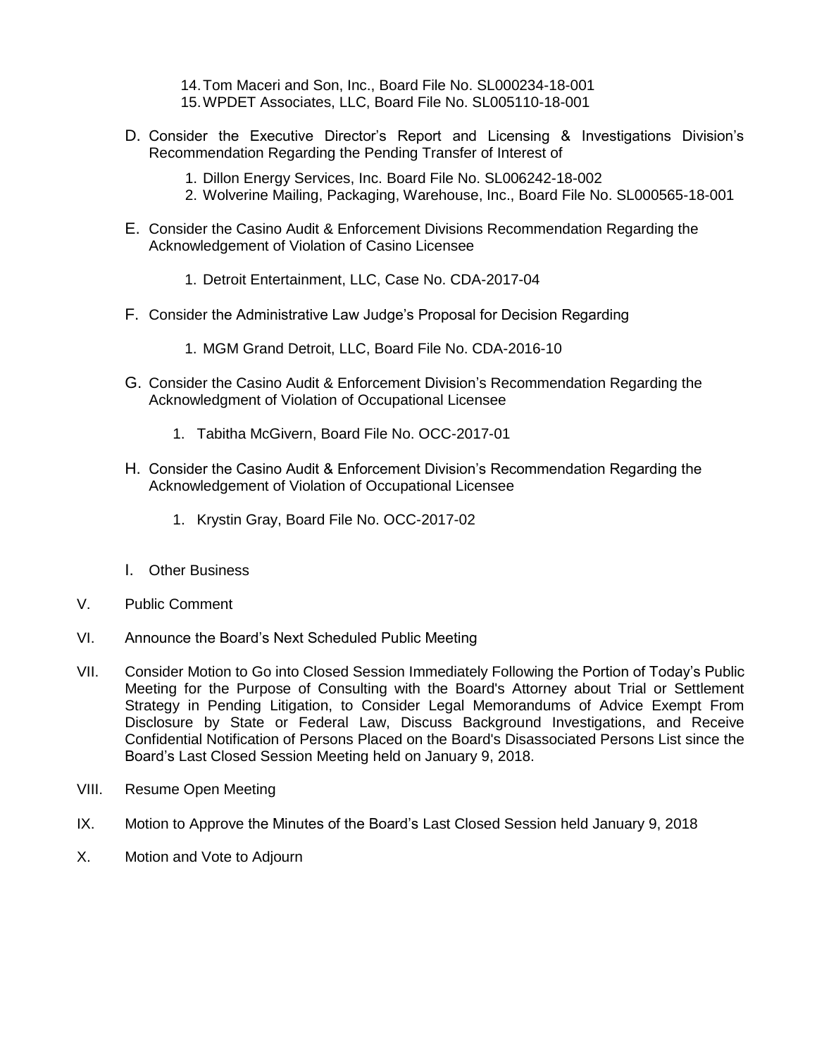14. Tom Maceri and Son, Inc., Board File No. SL000234-18-001
15. WPDET Associates, LLC, Board File No. SL005110-18-001

D. Consider the Executive Director's Report and Licensing & Investigations Division's Recommendation Regarding the Pending Transfer of Interest of

   1. Dillon Energy Services, Inc. Board File No. SL006242-18-002
   2. Wolverine Mailing, Packaging, Warehouse, Inc., Board File No. SL000565-18-001

E. Consider the Casino Audit & Enforcement Divisions Recommendation Regarding the Acknowledgement of Violation of Casino Licensee

   1. Detroit Entertainment, LLC, Case No. CDA-2017-04

F. Consider the Administrative Law Judge's Proposal for Decision Regarding

   1. MGM Grand Detroit, LLC, Board File No. CDA-2016-10

G. Consider the Casino Audit & Enforcement Division's Recommendation Regarding the Acknowledgment of Violation of Occupational Licensee

   1. Tabitha McGivern, Board File No. OCC-2017-01

H. Consider the Casino Audit & Enforcement Division's Recommendation Regarding the Acknowledgement of Violation of Occupational Licensee

   1. Krystin Gray, Board File No. OCC-2017-02

I. Other Business

V. Public Comment

VI. Announce the Board's Next Scheduled Public Meeting

VII. Consider Motion to Go into Closed Session Immediately Following the Portion of Today's Public Meeting for the Purpose of Consulting with the Board's Attorney about Trial or Settlement Strategy in Pending Litigation, to Consider Legal Memorandums of Advice Exempt From Disclosure by State or Federal Law, Discuss Background Investigations, and Receive Confidential Notification of Persons Placed on the Board's Disassociated Persons List since the Board's Last Closed Session Meeting held on January 9, 2018.

VIII. Resume Open Meeting

IX. Motion to Approve the Minutes of the Board's Last Closed Session held January 9, 2018

X. Motion and Vote to Adjourn